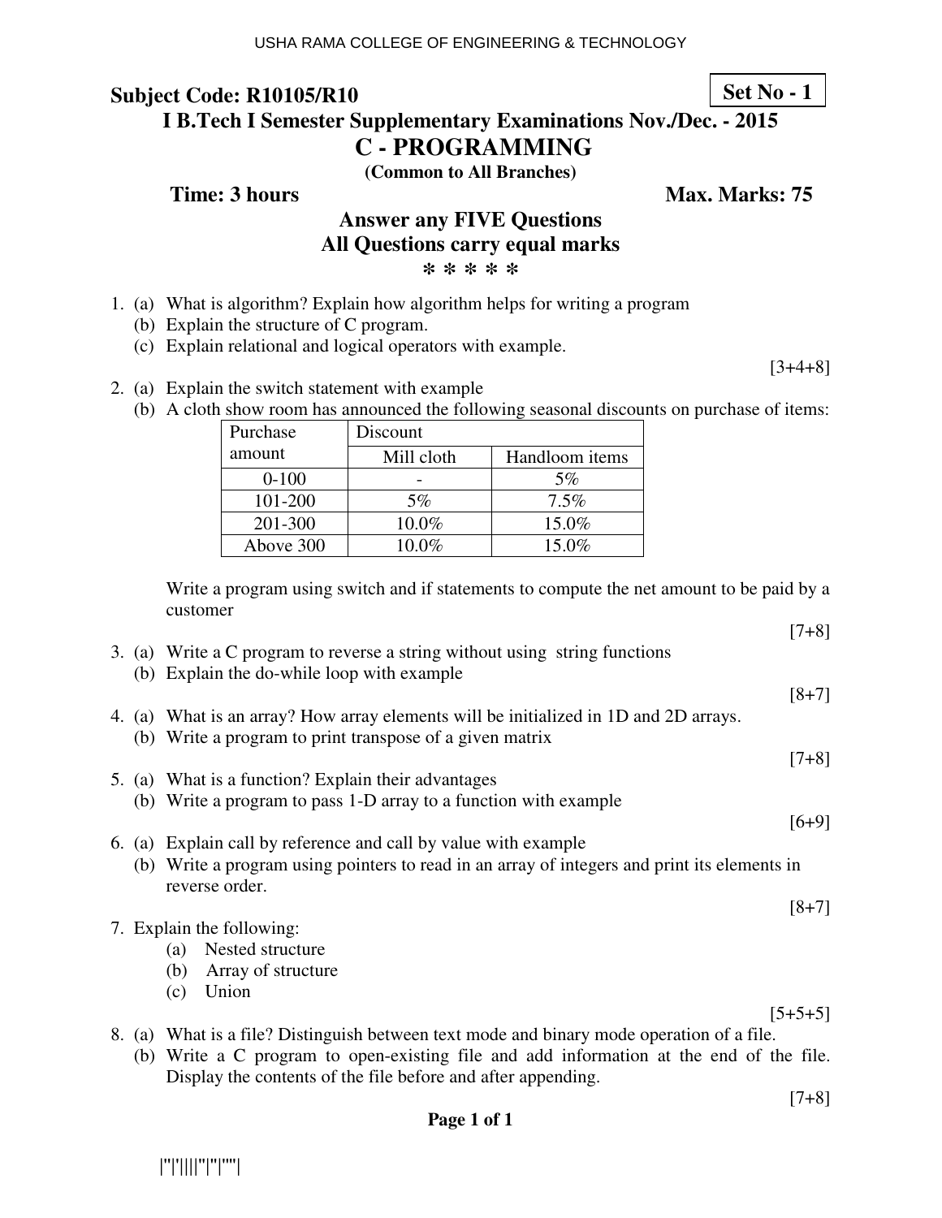USHA RAMA COLLEGE OF ENGINEERING & TECHNOLOGY

**Subject Code: R10105/R10** **Set No - 1**

## I B.Tech I Semester Supplementary Examinations Nov./Dec. - 2015

# C - PROGRAMMING

**(Common to All Branches)**

**Time: 3 hours** **Max. Marks: 75**

**Answer any FIVE Questions**
**All Questions carry equal marks**
**\* \* \* \* \***

1. (a) What is algorithm? Explain how algorithm helps for writing a program
   (b) Explain the structure of C program.
   (c) Explain relational and logical operators with example.

   [3+4+8]

2. (a) Explain the switch statement with example
   (b) A cloth show room has announced the following seasonal discounts on purchase of items:

   | Purchase amount | Discount | |
   |---|---|---|
   | | Mill cloth | Handloom items |
   | 0-100 | - | 5% |
   | 101-200 | 5% | 7.5% |
   | 201-300 | 10.0% | 15.0% |
   | Above 300 | 10.0% | 15.0% |

   Write a program using switch and if statements to compute the net amount to be paid by a customer

   [7+8]

3. (a) Write a C program to reverse a string without using string functions
   (b) Explain the do-while loop with example

   [8+7]

4. (a) What is an array? How array elements will be initialized in 1D and 2D arrays.
   (b) Write a program to print transpose of a given matrix

   [7+8]

5. (a) What is a function? Explain their advantages
   (b) Write a program to pass 1-D array to a function with example

   [6+9]

6. (a) Explain call by reference and call by value with example
   (b) Write a program using pointers to read in an array of integers and print its elements in reverse order.

   [8+7]

7. Explain the following:
   (a) Nested structure
   (b) Array of structure
   (c) Union

   [5+5+5]

8. (a) What is a file? Distinguish between text mode and binary mode operation of a file.
   (b) Write a C program to open-existing file and add information at the end of the file. Display the contents of the file before and after appending.

   [7+8]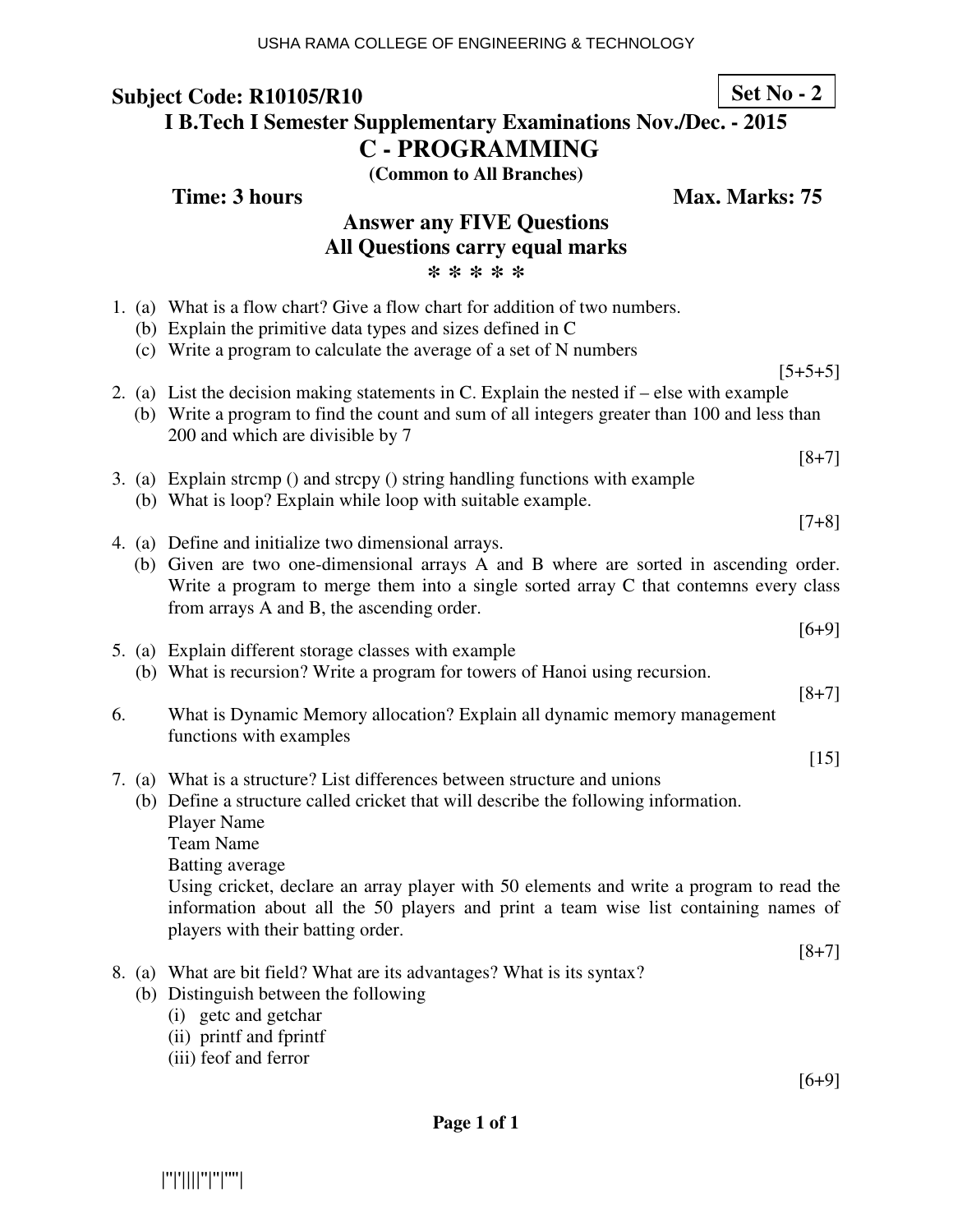USHA RAMA COLLEGE OF ENGINEERING & TECHNOLOGY

**Subject Code: R10105/R10** **Set No - 2**

## I B.Tech I Semester Supplementary Examinations Nov./Dec. - 2015

# C - PROGRAMMING

**(Common to All Branches)**

**Time: 3 hours** **Max. Marks: 75**

**Answer any FIVE Questions**
**All Questions carry equal marks**
**\* \* \* \* \***

1. (a) What is a flow chart? Give a flow chart for addition of two numbers.
   (b) Explain the primitive data types and sizes defined in C
   (c) Write a program to calculate the average of a set of N numbers
   [5+5+5]

2. (a) List the decision making statements in C. Explain the nested if – else with example
   (b) Write a program to find the count and sum of all integers greater than 100 and less than 200 and which are divisible by 7
   [8+7]

3. (a) Explain strcmp () and strcpy () string handling functions with example
   (b) What is loop? Explain while loop with suitable example.
   [7+8]

4. (a) Define and initialize two dimensional arrays.
   (b) Given are two one-dimensional arrays A and B where are sorted in ascending order. Write a program to merge them into a single sorted array C that contemns every class from arrays A and B, the ascending order.
   [6+9]

5. (a) Explain different storage classes with example
   (b) What is recursion? Write a program for towers of Hanoi using recursion.
   [8+7]

6. What is Dynamic Memory allocation? Explain all dynamic memory management functions with examples
   [15]

7. (a) What is a structure? List differences between structure and unions
   (b) Define a structure called cricket that will describe the following information.
   Player Name
   Team Name
   Batting average
   Using cricket, declare an array player with 50 elements and write a program to read the information about all the 50 players and print a team wise list containing names of players with their batting order.
   [8+7]

8. (a) What are bit field? What are its advantages? What is its syntax?
   (b) Distinguish between the following
   (i) getc and getchar
   (ii) printf and fprintf
   (iii) feof and ferror
   [6+9]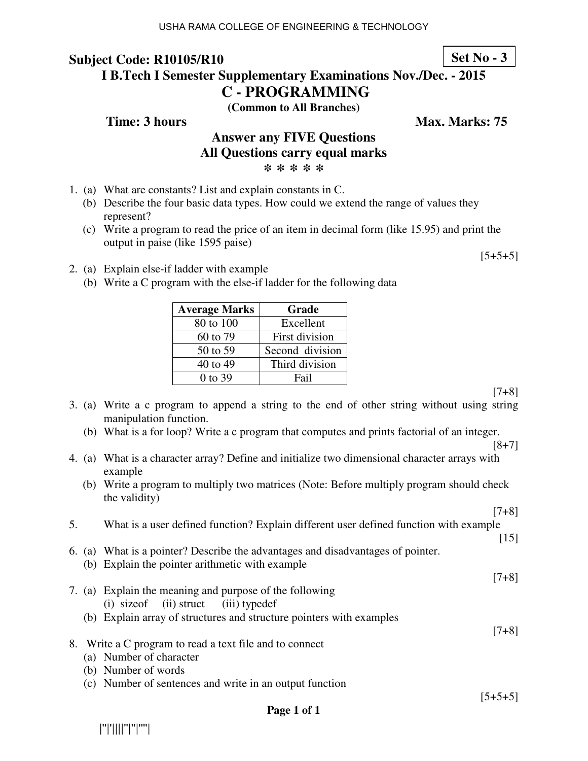**Subject Code: R10105/R10** **Set No - 3**

**I B.Tech I Semester Supplementary Examinations Nov./Dec. - 2015**

# C - PROGRAMMING

**(Common to All Branches)**

**Time: 3 hours** **Max. Marks: 75**

**Answer any FIVE Questions**
**All Questions carry equal marks**
**\* \* \* \* \***

1. (a) What are constants? List and explain constants in C.
   (b) Describe the four basic data types. How could we extend the range of values they represent?
   (c) Write a program to read the price of an item in decimal form (like 15.95) and print the output in paise (like 1595 paise)
   [5+5+5]

2. (a) Explain else-if ladder with example
   (b) Write a C program with the else-if ladder for the following data

| Average Marks | Grade |
|---|---|
| 80 to 100 | Excellent |
| 60 to 79 | First division |
| 50 to 59 | Second division |
| 40 to 49 | Third division |
| 0 to 39 | Fail |

   [7+8]

3. (a) Write a c program to append a string to the end of other string without using string manipulation function.
   (b) What is a for loop? Write a c program that computes and prints factorial of an integer.
   [8+7]

4. (a) What is a character array? Define and initialize two dimensional character arrays with example
   (b) Write a program to multiply two matrices (Note: Before multiply program should check the validity)
   [7+8]

5. What is a user defined function? Explain different user defined function with example
   [15]

6. (a) What is a pointer? Describe the advantages and disadvantages of pointer.
   (b) Explain the pointer arithmetic with example
   [7+8]

7. (a) Explain the meaning and purpose of the following
   (i) sizeof (ii) struct (iii) typedef
   (b) Explain array of structures and structure pointers with examples
   [7+8]

8. Write a C program to read a text file and to connect
   (a) Number of character
   (b) Number of words
   (c) Number of sentences and write in an output function
   [5+5+5]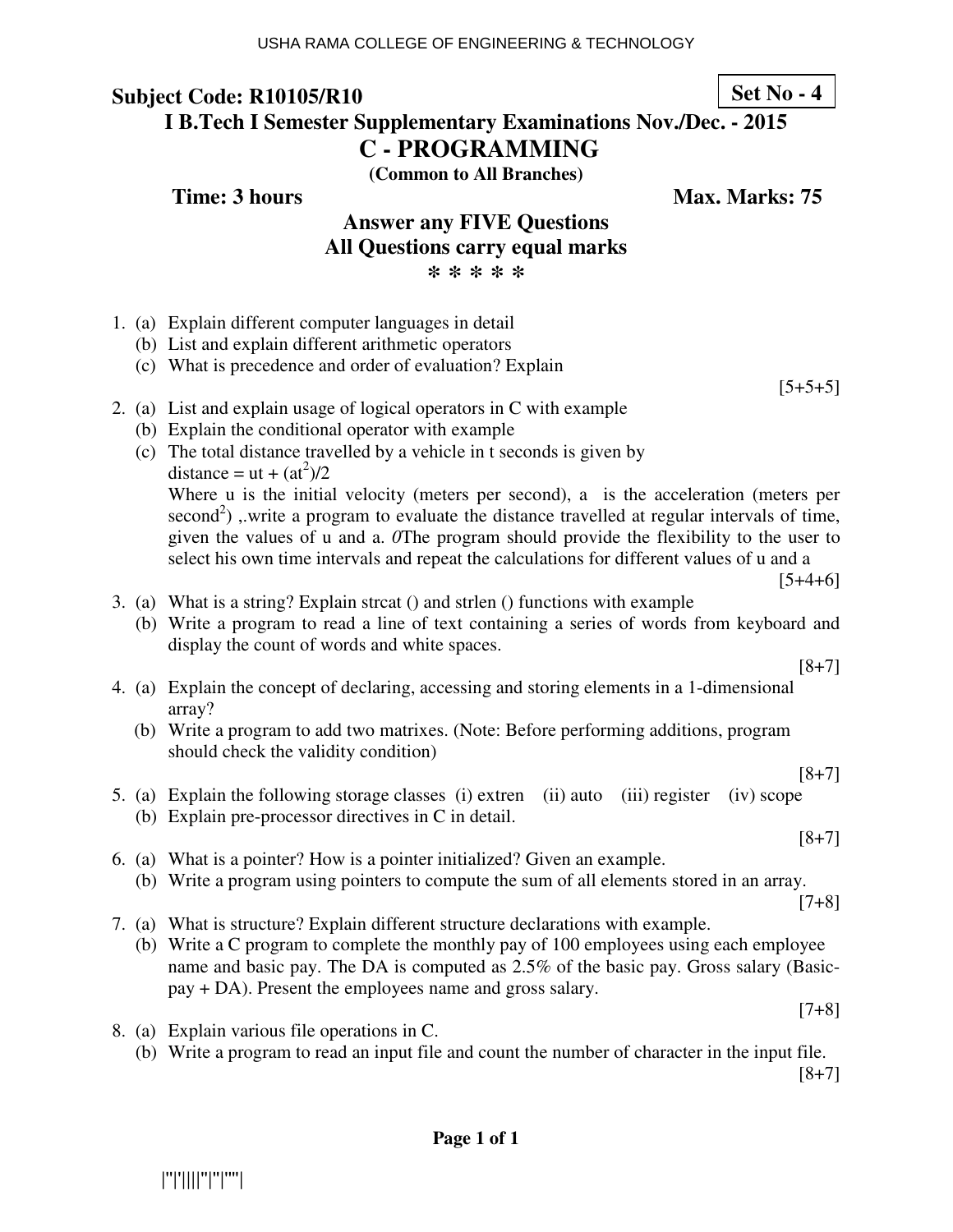USHA RAMA COLLEGE OF ENGINEERING & TECHNOLOGY

**Subject Code: R10105/R10** **Set No - 4**

## I B.Tech I Semester Supplementary Examinations Nov./Dec. - 2015

# C - PROGRAMMING

**(Common to All Branches)**

**Time: 3 hours** **Max. Marks: 75**

**Answer any FIVE Questions**
**All Questions carry equal marks**
**\* \* \* \* \***

1. (a) Explain different computer languages in detail
   (b) List and explain different arithmetic operators
   (c) What is precedence and order of evaluation? Explain
   [5+5+5]

2. (a) List and explain usage of logical operators in C with example
   (b) Explain the conditional operator with example
   (c) The total distance travelled by a vehicle in t seconds is given by
   distance = ut + $(at^2)/2$
   Where u is the initial velocity (meters per second), a is the acceleration (meters per second$^2$) ,.write a program to evaluate the distance travelled at regular intervals of time, given the values of u and a. 0The program should provide the flexibility to the user to select his own time intervals and repeat the calculations for different values of u and a
   [5+4+6]

3. (a) What is a string? Explain strcat () and strlen () functions with example
   (b) Write a program to read a line of text containing a series of words from keyboard and display the count of words and white spaces.
   [8+7]

4. (a) Explain the concept of declaring, accessing and storing elements in a 1-dimensional array?
   (b) Write a program to add two matrixes. (Note: Before performing additions, program should check the validity condition)
   [8+7]

5. (a) Explain the following storage classes (i) extren (ii) auto (iii) register (iv) scope
   (b) Explain pre-processor directives in C in detail.
   [8+7]

6. (a) What is a pointer? How is a pointer initialized? Given an example.
   (b) Write a program using pointers to compute the sum of all elements stored in an array.
   [7+8]

7. (a) What is structure? Explain different structure declarations with example.
   (b) Write a C program to complete the monthly pay of 100 employees using each employee name and basic pay. The DA is computed as 2.5% of the basic pay. Gross salary (Basic-pay + DA). Present the employees name and gross salary.
   [7+8]

8. (a) Explain various file operations in C.
   (b) Write a program to read an input file and count the number of character in the input file.
   [8+7]